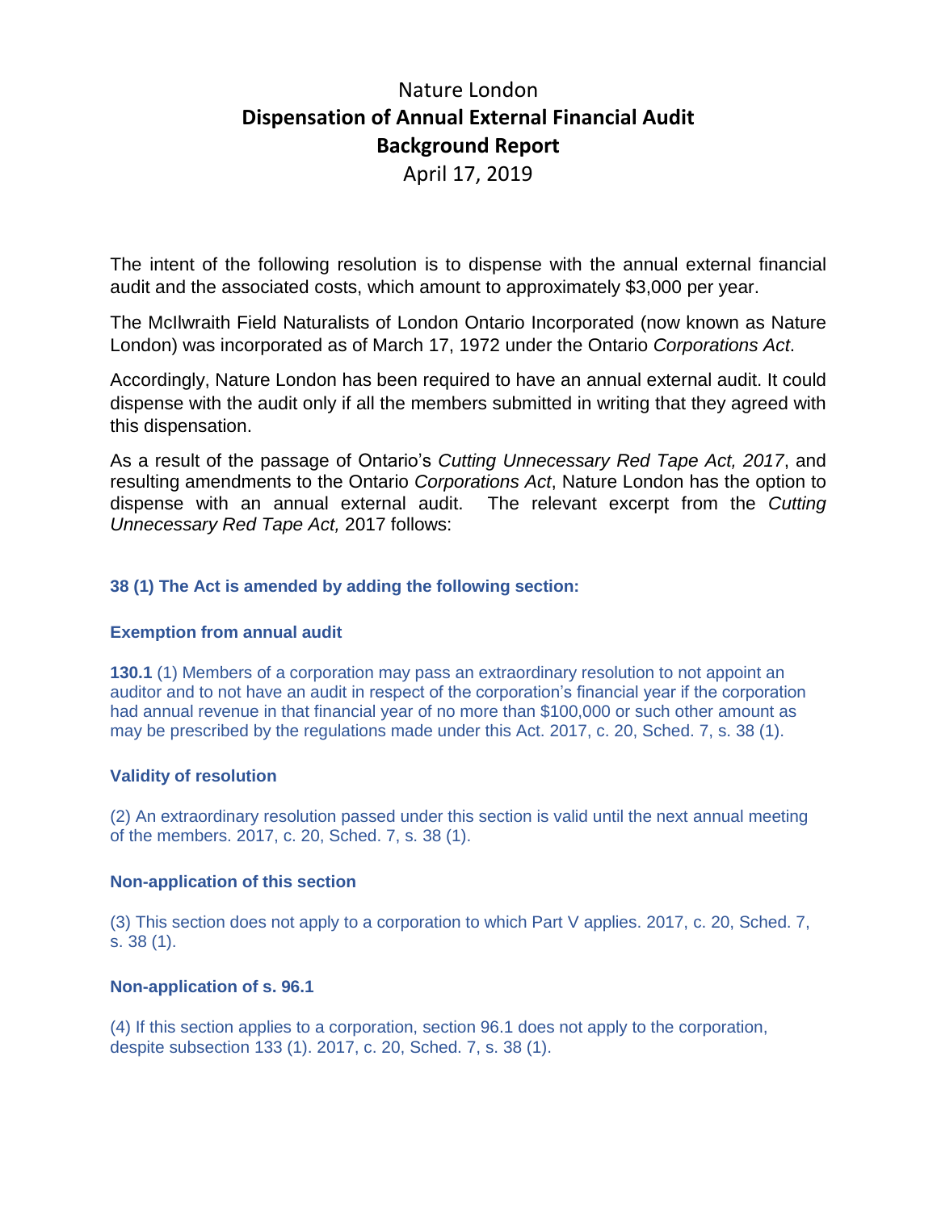# Nature London
## Dispensation of Annual External Financial Audit
## Background Report
April 17, 2019

The intent of the following resolution is to dispense with the annual external financial audit and the associated costs, which amount to approximately $3,000 per year.

The McIlwraith Field Naturalists of London Ontario Incorporated (now known as Nature London) was incorporated as of March 17, 1972 under the Ontario *Corporations Act*.

Accordingly, Nature London has been required to have an annual external audit. It could dispense with the audit only if all the members submitted in writing that they agreed with this dispensation.

As a result of the passage of Ontario's *Cutting Unnecessary Red Tape Act, 2017*, and resulting amendments to the Ontario *Corporations Act*, Nature London has the option to dispense with an annual external audit. The relevant excerpt from the *Cutting Unnecessary Red Tape Act,* 2017 follows:

**38 (1) The Act is amended by adding the following section:**

**Exemption from annual audit**

**130.1** (1) Members of a corporation may pass an extraordinary resolution to not appoint an auditor and to not have an audit in respect of the corporation's financial year if the corporation had annual revenue in that financial year of no more than $100,000 or such other amount as may be prescribed by the regulations made under this Act. 2017, c. 20, Sched. 7, s. 38 (1).

**Validity of resolution**

(2) An extraordinary resolution passed under this section is valid until the next annual meeting of the members. 2017, c. 20, Sched. 7, s. 38 (1).

**Non-application of this section**

(3) This section does not apply to a corporation to which Part V applies. 2017, c. 20, Sched. 7, s. 38 (1).

**Non-application of s. 96.1**

(4) If this section applies to a corporation, section 96.1 does not apply to the corporation, despite subsection 133 (1). 2017, c. 20, Sched. 7, s. 38 (1).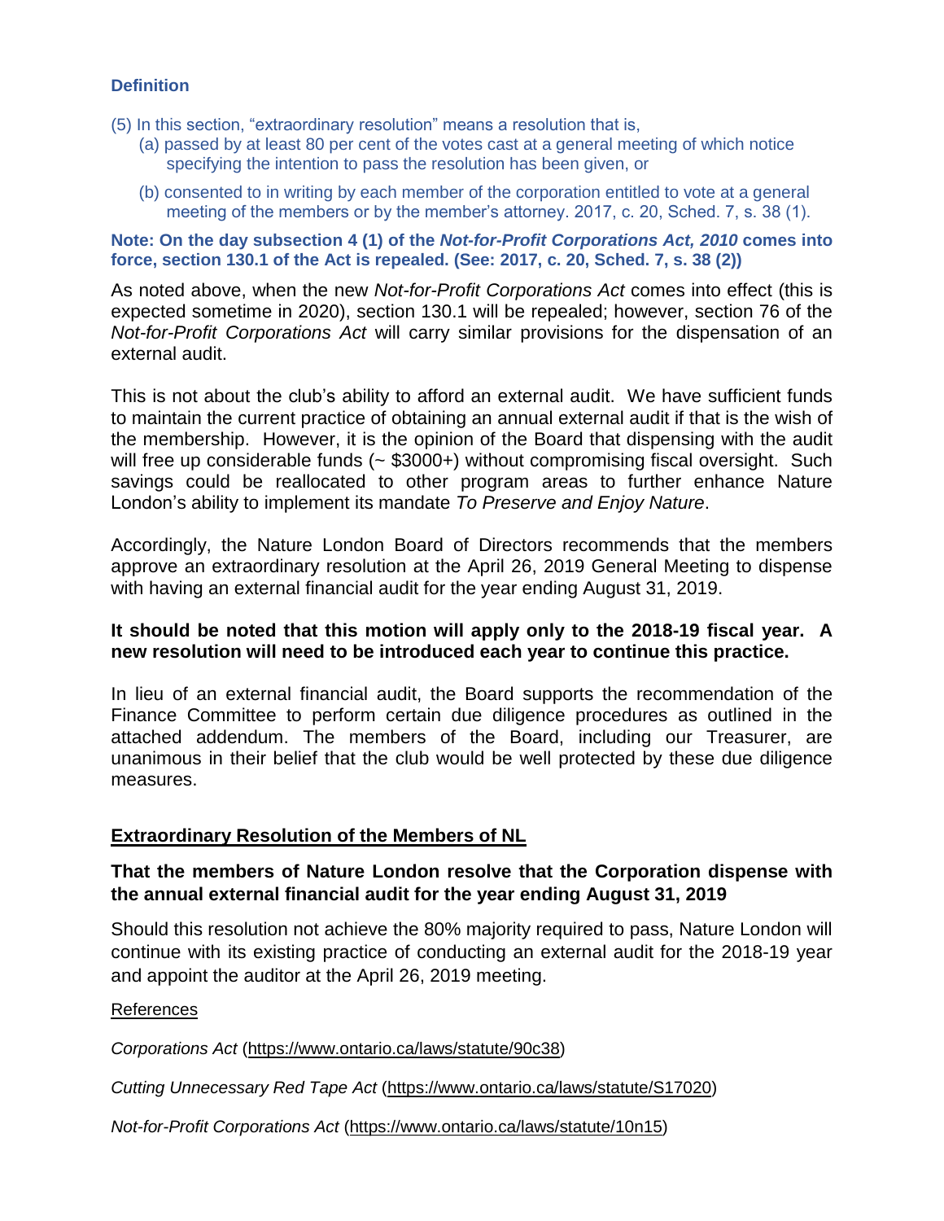### Definition

(5) In this section, "extraordinary resolution" means a resolution that is,

(a) passed by at least 80 per cent of the votes cast at a general meeting of which notice specifying the intention to pass the resolution has been given, or

(b) consented to in writing by each member of the corporation entitled to vote at a general meeting of the members or by the member's attorney. 2017, c. 20, Sched. 7, s. 38 (1).

**Note: On the day subsection 4 (1) of the *Not-for-Profit Corporations Act, 2010* comes into force, section 130.1 of the Act is repealed. (See: 2017, c. 20, Sched. 7, s. 38 (2))**

As noted above, when the new *Not-for-Profit Corporations Act* comes into effect (this is expected sometime in 2020), section 130.1 will be repealed; however, section 76 of the *Not-for-Profit Corporations Act* will carry similar provisions for the dispensation of an external audit.

This is not about the club's ability to afford an external audit. We have sufficient funds to maintain the current practice of obtaining an annual external audit if that is the wish of the membership. However, it is the opinion of the Board that dispensing with the audit will free up considerable funds (~ $3000+) without compromising fiscal oversight. Such savings could be reallocated to other program areas to further enhance Nature London's ability to implement its mandate *To Preserve and Enjoy Nature*.

Accordingly, the Nature London Board of Directors recommends that the members approve an extraordinary resolution at the April 26, 2019 General Meeting to dispense with having an external financial audit for the year ending August 31, 2019.

**It should be noted that this motion will apply only to the 2018-19 fiscal year. A new resolution will need to be introduced each year to continue this practice.**

In lieu of an external financial audit, the Board supports the recommendation of the Finance Committee to perform certain due diligence procedures as outlined in the attached addendum. The members of the Board, including our Treasurer, are unanimous in their belief that the club would be well protected by these due diligence measures.

## Extraordinary Resolution of the Members of NL

**That the members of Nature London resolve that the Corporation dispense with the annual external financial audit for the year ending August 31, 2019**

Should this resolution not achieve the 80% majority required to pass, Nature London will continue with its existing practice of conducting an external audit for the 2018-19 year and appoint the auditor at the April 26, 2019 meeting.

References

*Corporations Act* (https://www.ontario.ca/laws/statute/90c38)

*Cutting Unnecessary Red Tape Act* (https://www.ontario.ca/laws/statute/S17020)

*Not-for-Profit Corporations Act* (https://www.ontario.ca/laws/statute/10n15)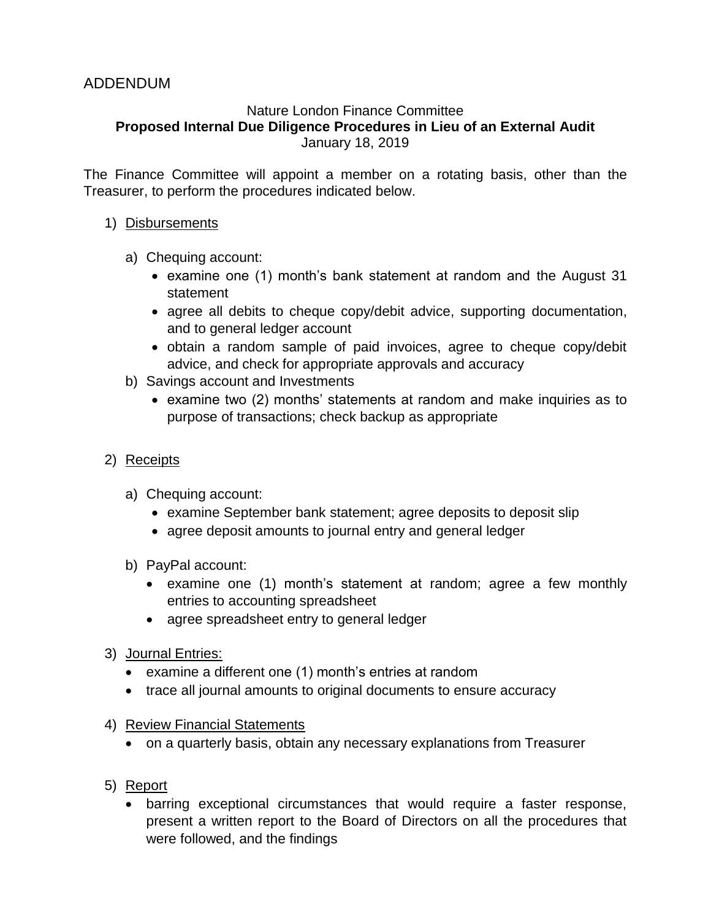ADDENDUM

Nature London Finance Committee
**Proposed Internal Due Diligence Procedures in Lieu of an External Audit**
January 18, 2019

The Finance Committee will appoint a member on a rotating basis, other than the Treasurer, to perform the procedures indicated below.

1) Disbursements

   a) Chequing account:
      - examine one (1) month's bank statement at random and the August 31 statement
      - agree all debits to cheque copy/debit advice, supporting documentation, and to general ledger account
      - obtain a random sample of paid invoices, agree to cheque copy/debit advice, and check for appropriate approvals and accuracy

   b) Savings account and Investments
      - examine two (2) months' statements at random and make inquiries as to purpose of transactions; check backup as appropriate

2) Receipts

   a) Chequing account:
      - examine September bank statement; agree deposits to deposit slip
      - agree deposit amounts to journal entry and general ledger

   b) PayPal account:
      - examine one (1) month's statement at random; agree a few monthly entries to accounting spreadsheet
      - agree spreadsheet entry to general ledger

3) Journal Entries:
   - examine a different one (1) month's entries at random
   - trace all journal amounts to original documents to ensure accuracy

4) Review Financial Statements
   - on a quarterly basis, obtain any necessary explanations from Treasurer

5) Report
   - barring exceptional circumstances that would require a faster response, present a written report to the Board of Directors on all the procedures that were followed, and the findings